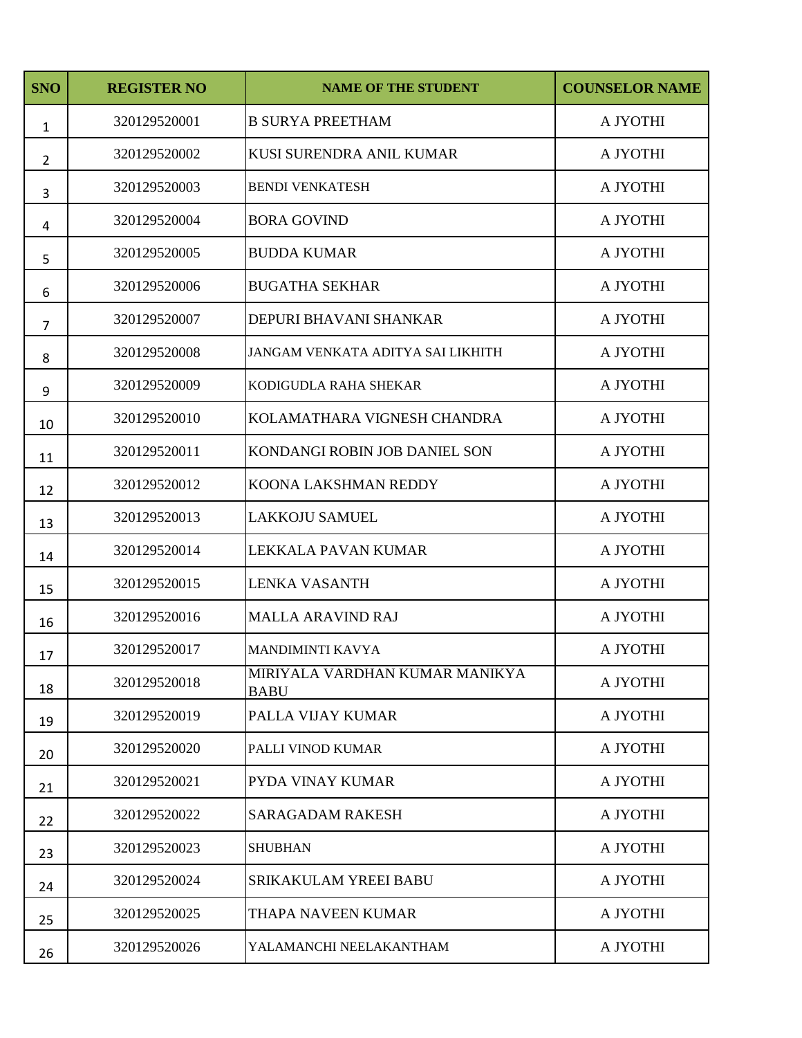| SNO | REGISTER NO | NAME OF THE STUDENT | COUNSELOR NAME |
|---|---|---|---|
| 1 | 320129520001 | B SURYA PREETHAM | A JYOTHI |
| 2 | 320129520002 | KUSI SURENDRA ANIL KUMAR | A JYOTHI |
| 3 | 320129520003 | BENDI VENKATESH | A JYOTHI |
| 4 | 320129520004 | BORA GOVIND | A JYOTHI |
| 5 | 320129520005 | BUDDA KUMAR | A JYOTHI |
| 6 | 320129520006 | BUGATHA SEKHAR | A JYOTHI |
| 7 | 320129520007 | DEPURI BHAVANI SHANKAR | A JYOTHI |
| 8 | 320129520008 | JANGAM VENKATA ADITYA SAI LIKHITH | A JYOTHI |
| 9 | 320129520009 | KODIGUDLA RAHA SHEKAR | A JYOTHI |
| 10 | 320129520010 | KOLAMATHARA VIGNESH CHANDRA | A JYOTHI |
| 11 | 320129520011 | KONDANGI ROBIN JOB DANIEL SON | A JYOTHI |
| 12 | 320129520012 | KOONA LAKSHMAN REDDY | A JYOTHI |
| 13 | 320129520013 | LAKKOJU SAMUEL | A JYOTHI |
| 14 | 320129520014 | LEKKALA PAVAN KUMAR | A JYOTHI |
| 15 | 320129520015 | LENKA VASANTH | A JYOTHI |
| 16 | 320129520016 | MALLA ARAVIND RAJ | A JYOTHI |
| 17 | 320129520017 | MANDIMINTI KAVYA | A JYOTHI |
| 18 | 320129520018 | MIRIYALA VARDHAN KUMAR MANIKYA BABU | A JYOTHI |
| 19 | 320129520019 | PALLA VIJAY KUMAR | A JYOTHI |
| 20 | 320129520020 | PALLI VINOD KUMAR | A JYOTHI |
| 21 | 320129520021 | PYDA VINAY KUMAR | A JYOTHI |
| 22 | 320129520022 | SARAGADAM RAKESH | A JYOTHI |
| 23 | 320129520023 | SHUBHAN | A JYOTHI |
| 24 | 320129520024 | SRIKAKULAM YREEI BABU | A JYOTHI |
| 25 | 320129520025 | THAPA NAVEEN KUMAR | A JYOTHI |
| 26 | 320129520026 | YALAMANCHI NEELAKANTHAM | A JYOTHI |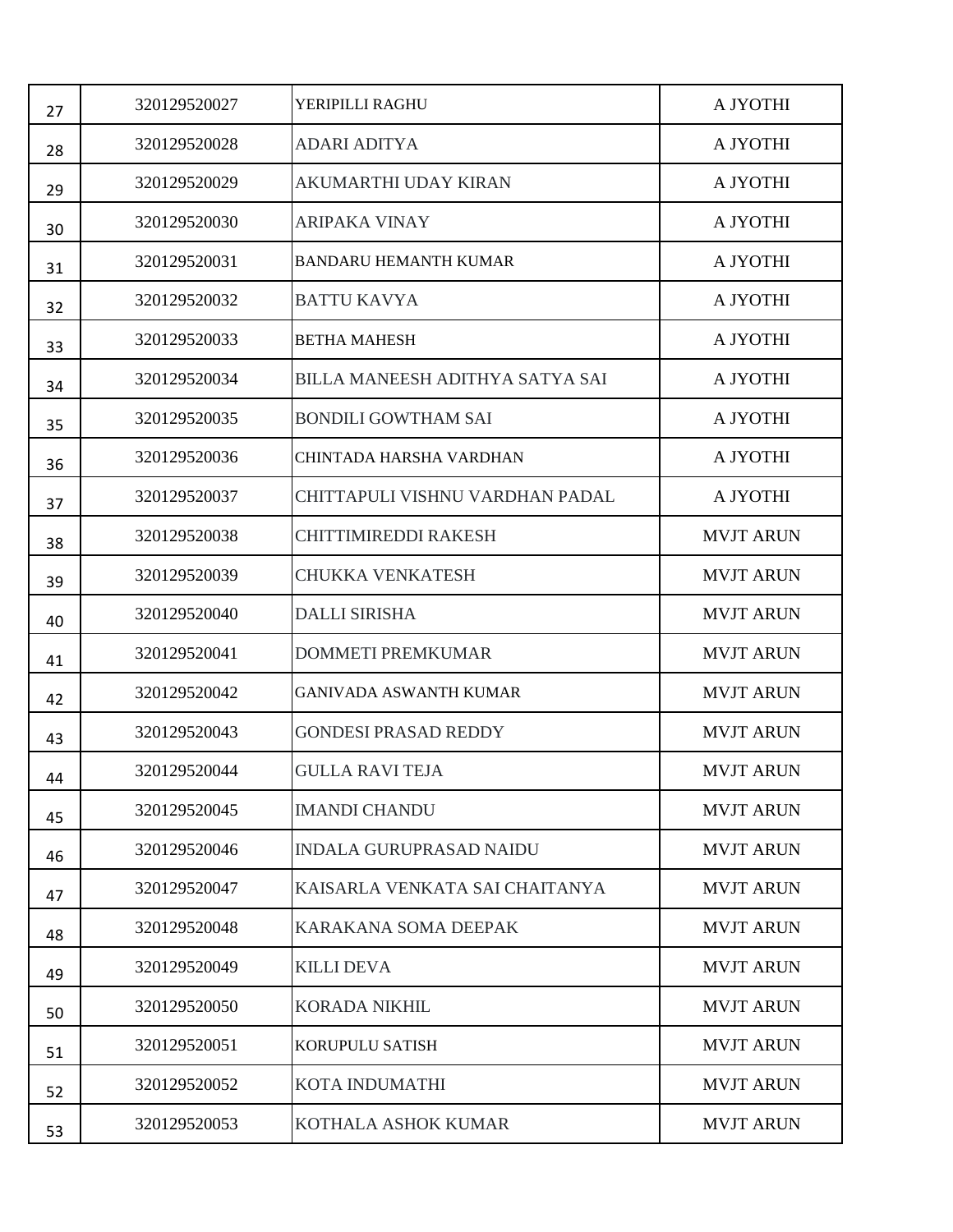| 27 | 320129520027 | YERIPILLI RAGHU | A JYOTHI |
|---|---|---|---|
| 28 | 320129520028 | ADARI ADITYA | A JYOTHI |
| 29 | 320129520029 | AKUMARTHI UDAY KIRAN | A JYOTHI |
| 30 | 320129520030 | ARIPAKA VINAY | A JYOTHI |
| 31 | 320129520031 | BANDARU HEMANTH KUMAR | A JYOTHI |
| 32 | 320129520032 | BATTU KAVYA | A JYOTHI |
| 33 | 320129520033 | BETHA MAHESH | A JYOTHI |
| 34 | 320129520034 | BILLA MANEESH ADITHYA SATYA SAI | A JYOTHI |
| 35 | 320129520035 | BONDILI GOWTHAM SAI | A JYOTHI |
| 36 | 320129520036 | CHINTADA HARSHA VARDHAN | A JYOTHI |
| 37 | 320129520037 | CHITTAPULI VISHNU VARDHAN PADAL | A JYOTHI |
| 38 | 320129520038 | CHITTIMIREDDI RAKESH | MVJT ARUN |
| 39 | 320129520039 | CHUKKA VENKATESH | MVJT ARUN |
| 40 | 320129520040 | DALLI SIRISHA | MVJT ARUN |
| 41 | 320129520041 | DOMMETI PREMKUMAR | MVJT ARUN |
| 42 | 320129520042 | GANIVADA ASWANTH KUMAR | MVJT ARUN |
| 43 | 320129520043 | GONDESI PRASAD REDDY | MVJT ARUN |
| 44 | 320129520044 | GULLA RAVI TEJA | MVJT ARUN |
| 45 | 320129520045 | IMANDI CHANDU | MVJT ARUN |
| 46 | 320129520046 | INDALA GURUPRASAD NAIDU | MVJT ARUN |
| 47 | 320129520047 | KAISARLA VENKATA SAI CHAITANYA | MVJT ARUN |
| 48 | 320129520048 | KARAKANA SOMA DEEPAK | MVJT ARUN |
| 49 | 320129520049 | KILLI DEVA | MVJT ARUN |
| 50 | 320129520050 | KORADA NIKHIL | MVJT ARUN |
| 51 | 320129520051 | KORUPULU SATISH | MVJT ARUN |
| 52 | 320129520052 | KOTA INDUMATHI | MVJT ARUN |
| 53 | 320129520053 | KOTHALA ASHOK KUMAR | MVJT ARUN |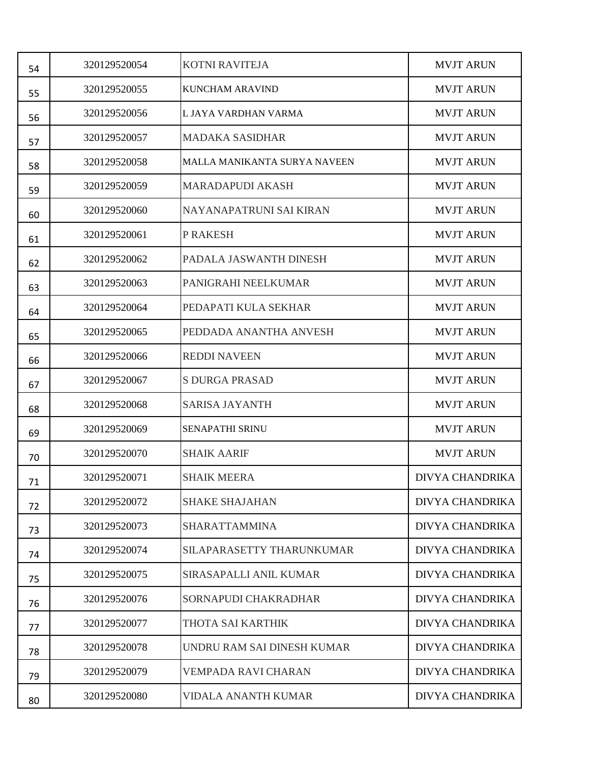| 54 | 320129520054 | KOTNI RAVITEJA | MVJT ARUN |
|---|---|---|---|
| 55 | 320129520055 | KUNCHAM ARAVIND | MVJT ARUN |
| 56 | 320129520056 | L JAYA VARDHAN VARMA | MVJT ARUN |
| 57 | 320129520057 | MADAKA SASIDHAR | MVJT ARUN |
| 58 | 320129520058 | MALLA MANIKANTA SURYA NAVEEN | MVJT ARUN |
| 59 | 320129520059 | MARADAPUDI AKASH | MVJT ARUN |
| 60 | 320129520060 | NAYANAPATRUNI SAI KIRAN | MVJT ARUN |
| 61 | 320129520061 | P RAKESH | MVJT ARUN |
| 62 | 320129520062 | PADALA JASWANTH DINESH | MVJT ARUN |
| 63 | 320129520063 | PANIGRAHI NEELKUMAR | MVJT ARUN |
| 64 | 320129520064 | PEDAPATI KULA SEKHAR | MVJT ARUN |
| 65 | 320129520065 | PEDDADA ANANTHA ANVESH | MVJT ARUN |
| 66 | 320129520066 | REDDI NAVEEN | MVJT ARUN |
| 67 | 320129520067 | S DURGA PRASAD | MVJT ARUN |
| 68 | 320129520068 | SARISA JAYANTH | MVJT ARUN |
| 69 | 320129520069 | SENAPATHI SRINU | MVJT ARUN |
| 70 | 320129520070 | SHAIK AARIF | MVJT ARUN |
| 71 | 320129520071 | SHAIK MEERA | DIVYA CHANDRIKA |
| 72 | 320129520072 | SHAKE SHAJAHAN | DIVYA CHANDRIKA |
| 73 | 320129520073 | SHARATTAMMINA | DIVYA CHANDRIKA |
| 74 | 320129520074 | SILAPARASETTY THARUNKUMAR | DIVYA CHANDRIKA |
| 75 | 320129520075 | SIRASAPALLI ANIL KUMAR | DIVYA CHANDRIKA |
| 76 | 320129520076 | SORNAPUDI CHAKRADHAR | DIVYA CHANDRIKA |
| 77 | 320129520077 | THOTA SAI KARTHIK | DIVYA CHANDRIKA |
| 78 | 320129520078 | UNDRU RAM SAI DINESH KUMAR | DIVYA CHANDRIKA |
| 79 | 320129520079 | VEMPADA RAVI CHARAN | DIVYA CHANDRIKA |
| 80 | 320129520080 | VIDALA ANANTH KUMAR | DIVYA CHANDRIKA |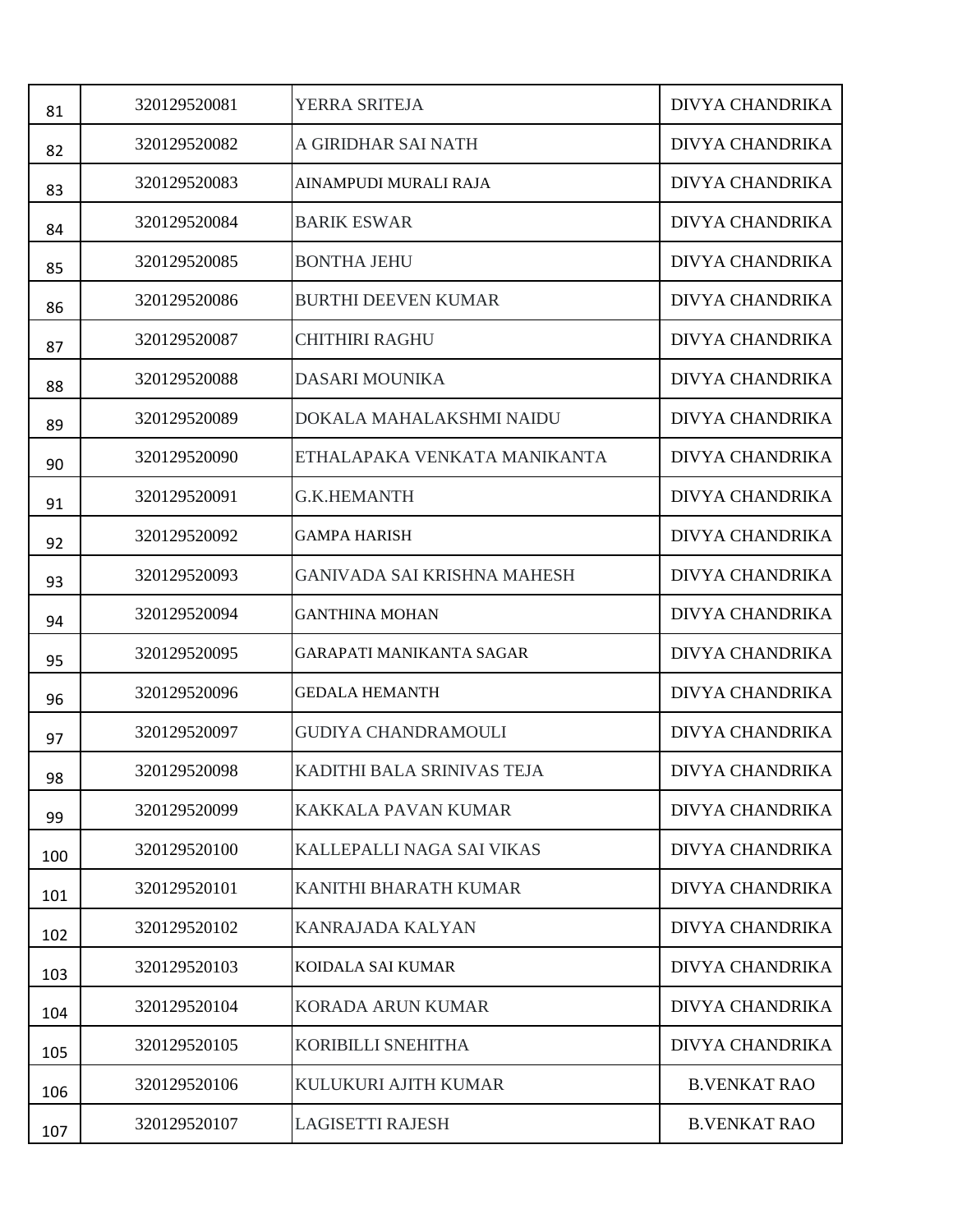| | | | |
|---|---|---|---|
| 81 | 320129520081 | YERRA SRITEJA | DIVYA CHANDRIKA |
| 82 | 320129520082 | A GIRIDHAR SAI NATH | DIVYA CHANDRIKA |
| 83 | 320129520083 | AINAMPUDI MURALI RAJA | DIVYA CHANDRIKA |
| 84 | 320129520084 | BARIK ESWAR | DIVYA CHANDRIKA |
| 85 | 320129520085 | BONTHA JEHU | DIVYA CHANDRIKA |
| 86 | 320129520086 | BURTHI DEEVEN KUMAR | DIVYA CHANDRIKA |
| 87 | 320129520087 | CHITHIRI RAGHU | DIVYA CHANDRIKA |
| 88 | 320129520088 | DASARI MOUNIKA | DIVYA CHANDRIKA |
| 89 | 320129520089 | DOKALA MAHALAKSHMI NAIDU | DIVYA CHANDRIKA |
| 90 | 320129520090 | ETHALAPAKA VENKATA MANIKANTA | DIVYA CHANDRIKA |
| 91 | 320129520091 | G.K.HEMANTH | DIVYA CHANDRIKA |
| 92 | 320129520092 | GAMPA HARISH | DIVYA CHANDRIKA |
| 93 | 320129520093 | GANIVADA SAI KRISHNA MAHESH | DIVYA CHANDRIKA |
| 94 | 320129520094 | GANTHINA MOHAN | DIVYA CHANDRIKA |
| 95 | 320129520095 | GARAPATI MANIKANTA SAGAR | DIVYA CHANDRIKA |
| 96 | 320129520096 | GEDALA HEMANTH | DIVYA CHANDRIKA |
| 97 | 320129520097 | GUDIYA CHANDRAMOULI | DIVYA CHANDRIKA |
| 98 | 320129520098 | KADITHI BALA SRINIVAS TEJA | DIVYA CHANDRIKA |
| 99 | 320129520099 | KAKKALA PAVAN KUMAR | DIVYA CHANDRIKA |
| 100 | 320129520100 | KALLEPALLI NAGA SAI VIKAS | DIVYA CHANDRIKA |
| 101 | 320129520101 | KANITHI BHARATH KUMAR | DIVYA CHANDRIKA |
| 102 | 320129520102 | KANRAJADA KALYAN | DIVYA CHANDRIKA |
| 103 | 320129520103 | KOIDALA SAI KUMAR | DIVYA CHANDRIKA |
| 104 | 320129520104 | KORADA ARUN KUMAR | DIVYA CHANDRIKA |
| 105 | 320129520105 | KORIBILLI SNEHITHA | DIVYA CHANDRIKA |
| 106 | 320129520106 | KULUKURI AJITH KUMAR | B.VENKAT RAO |
| 107 | 320129520107 | LAGISETTI RAJESH | B.VENKAT RAO |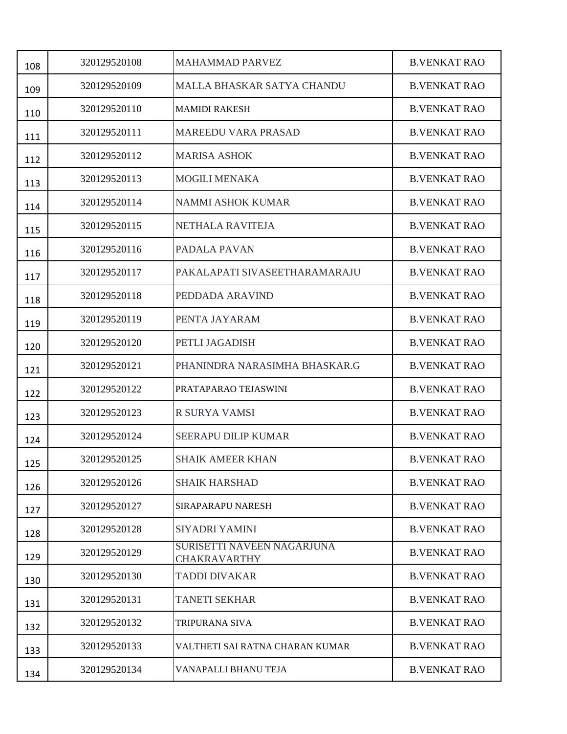| | | | |
|---|---|---|---|
| 108 | 320129520108 | MAHAMMAD PARVEZ | B.VENKAT RAO |
| 109 | 320129520109 | MALLA BHASKAR SATYA CHANDU | B.VENKAT RAO |
| 110 | 320129520110 | MAMIDI RAKESH | B.VENKAT RAO |
| 111 | 320129520111 | MAREEDU VARA PRASAD | B.VENKAT RAO |
| 112 | 320129520112 | MARISA ASHOK | B.VENKAT RAO |
| 113 | 320129520113 | MOGILI MENAKA | B.VENKAT RAO |
| 114 | 320129520114 | NAMMI ASHOK KUMAR | B.VENKAT RAO |
| 115 | 320129520115 | NETHALA RAVITEJA | B.VENKAT RAO |
| 116 | 320129520116 | PADALA PAVAN | B.VENKAT RAO |
| 117 | 320129520117 | PAKALAPATI SIVASEETHARAMARAJU | B.VENKAT RAO |
| 118 | 320129520118 | PEDDADA ARAVIND | B.VENKAT RAO |
| 119 | 320129520119 | PENTA JAYARAM | B.VENKAT RAO |
| 120 | 320129520120 | PETLI JAGADISH | B.VENKAT RAO |
| 121 | 320129520121 | PHANINDRA NARASIMHA BHASKAR.G | B.VENKAT RAO |
| 122 | 320129520122 | PRATAPARAO TEJASWINI | B.VENKAT RAO |
| 123 | 320129520123 | R SURYA VAMSI | B.VENKAT RAO |
| 124 | 320129520124 | SEERAPU DILIP KUMAR | B.VENKAT RAO |
| 125 | 320129520125 | SHAIK AMEER KHAN | B.VENKAT RAO |
| 126 | 320129520126 | SHAIK HARSHAD | B.VENKAT RAO |
| 127 | 320129520127 | SIRAPARAPU NARESH | B.VENKAT RAO |
| 128 | 320129520128 | SIYADRI YAMINI | B.VENKAT RAO |
| 129 | 320129520129 | SURISETTI NAVEEN NAGARJUNA CHAKRAVARTHY | B.VENKAT RAO |
| 130 | 320129520130 | TADDI DIVAKAR | B.VENKAT RAO |
| 131 | 320129520131 | TANETI SEKHAR | B.VENKAT RAO |
| 132 | 320129520132 | TRIPURANA SIVA | B.VENKAT RAO |
| 133 | 320129520133 | VALTHETI SAI RATNA CHARAN KUMAR | B.VENKAT RAO |
| 134 | 320129520134 | VANAPALLI BHANU TEJA | B.VENKAT RAO |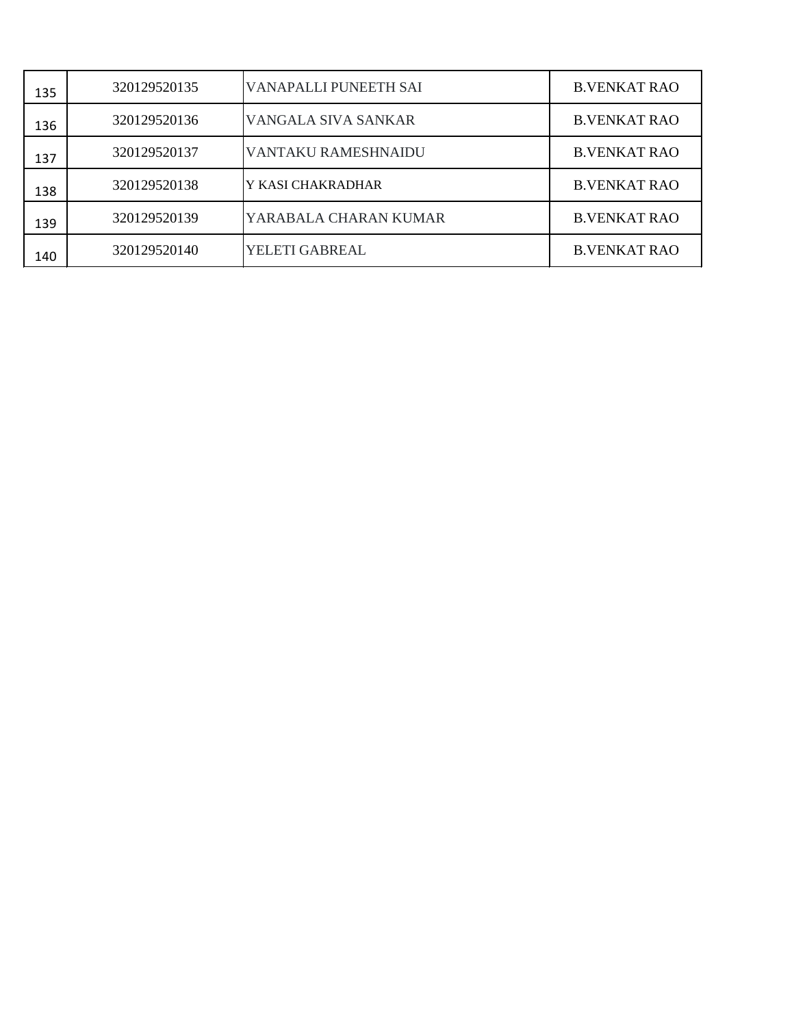| 135 | 320129520135 | VANAPALLI PUNEETH SAI | B.VENKAT RAO |
|---|---|---|---|
| 136 | 320129520136 | VANGALA SIVA SANKAR | B.VENKAT RAO |
| 137 | 320129520137 | VANTAKU RAMESHNAIDU | B.VENKAT RAO |
| 138 | 320129520138 | Y KASI CHAKRADHAR | B.VENKAT RAO |
| 139 | 320129520139 | YARABALA CHARAN KUMAR | B.VENKAT RAO |
| 140 | 320129520140 | YELETI GABREAL | B.VENKAT RAO |